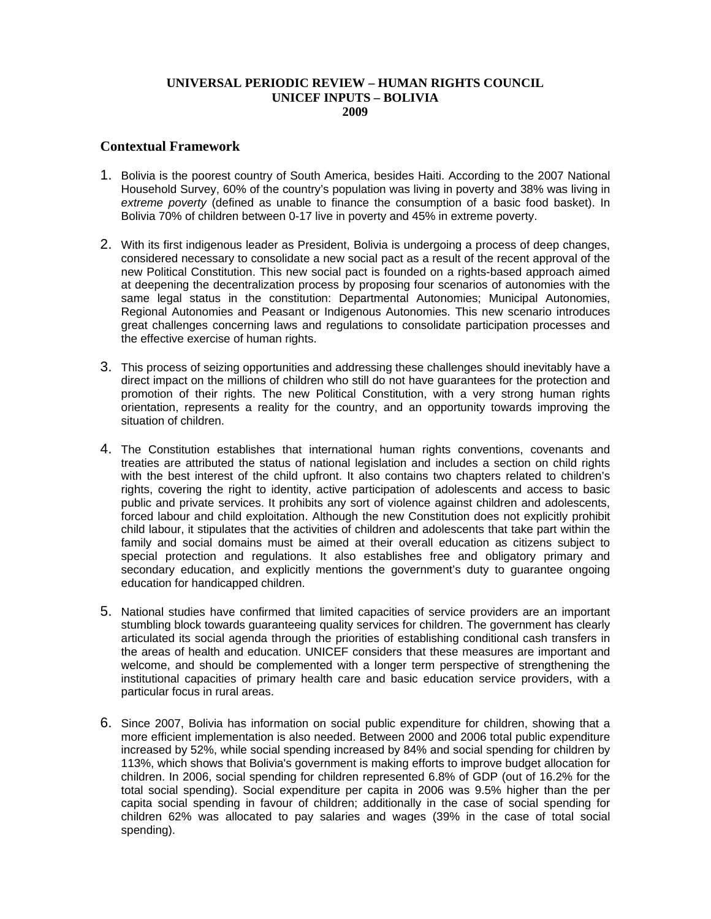**UNIVERSAL PERIODIC REVIEW – HUMAN RIGHTS COUNCIL**
**UNICEF INPUTS – BOLIVIA**
**2009**

## Contextual Framework

1. Bolivia is the poorest country of South America, besides Haiti. According to the 2007 National Household Survey, 60% of the country's population was living in poverty and 38% was living in *extreme poverty* (defined as unable to finance the consumption of a basic food basket). In Bolivia 70% of children between 0-17 live in poverty and 45% in extreme poverty.

2. With its first indigenous leader as President, Bolivia is undergoing a process of deep changes, considered necessary to consolidate a new social pact as a result of the recent approval of the new Political Constitution. This new social pact is founded on a rights-based approach aimed at deepening the decentralization process by proposing four scenarios of autonomies with the same legal status in the constitution: Departmental Autonomies; Municipal Autonomies, Regional Autonomies and Peasant or Indigenous Autonomies. This new scenario introduces great challenges concerning laws and regulations to consolidate participation processes and the effective exercise of human rights.

3. This process of seizing opportunities and addressing these challenges should inevitably have a direct impact on the millions of children who still do not have guarantees for the protection and promotion of their rights. The new Political Constitution, with a very strong human rights orientation, represents a reality for the country, and an opportunity towards improving the situation of children.

4. The Constitution establishes that international human rights conventions, covenants and treaties are attributed the status of national legislation and includes a section on child rights with the best interest of the child upfront. It also contains two chapters related to children's rights, covering the right to identity, active participation of adolescents and access to basic public and private services. It prohibits any sort of violence against children and adolescents, forced labour and child exploitation. Although the new Constitution does not explicitly prohibit child labour, it stipulates that the activities of children and adolescents that take part within the family and social domains must be aimed at their overall education as citizens subject to special protection and regulations. It also establishes free and obligatory primary and secondary education, and explicitly mentions the government's duty to guarantee ongoing education for handicapped children.

5. National studies have confirmed that limited capacities of service providers are an important stumbling block towards guaranteeing quality services for children. The government has clearly articulated its social agenda through the priorities of establishing conditional cash transfers in the areas of health and education. UNICEF considers that these measures are important and welcome, and should be complemented with a longer term perspective of strengthening the institutional capacities of primary health care and basic education service providers, with a particular focus in rural areas.

6. Since 2007, Bolivia has information on social public expenditure for children, showing that a more efficient implementation is also needed. Between 2000 and 2006 total public expenditure increased by 52%, while social spending increased by 84% and social spending for children by 113%, which shows that Bolivia's government is making efforts to improve budget allocation for children. In 2006, social spending for children represented 6.8% of GDP (out of 16.2% for the total social spending). Social expenditure per capita in 2006 was 9.5% higher than the per capita social spending in favour of children; additionally in the case of social spending for children 62% was allocated to pay salaries and wages (39% in the case of total social spending).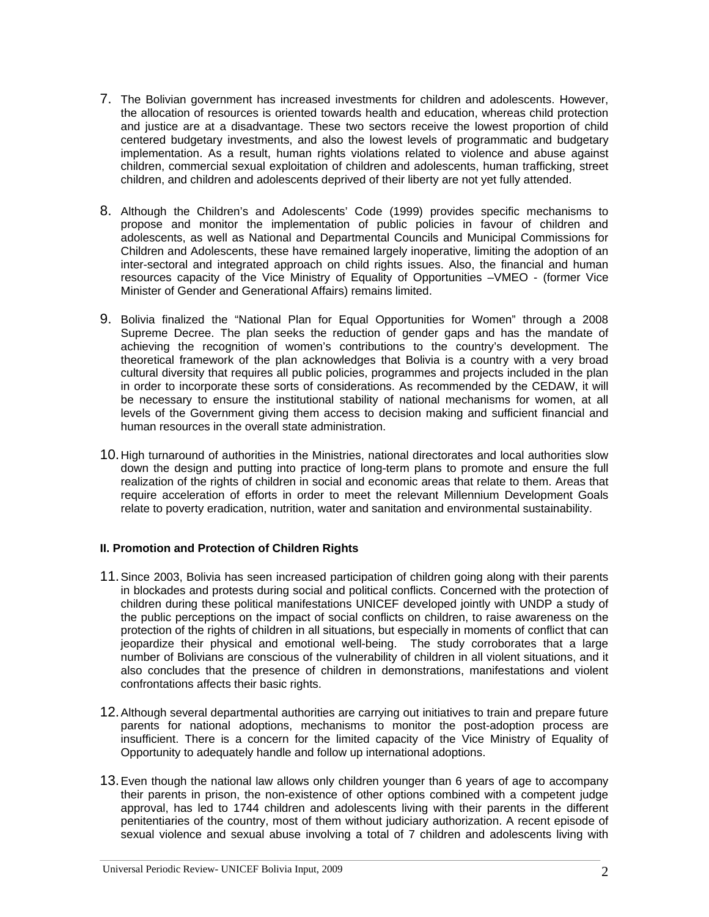7. The Bolivian government has increased investments for children and adolescents. However, the allocation of resources is oriented towards health and education, whereas child protection and justice are at a disadvantage. These two sectors receive the lowest proportion of child centered budgetary investments, and also the lowest levels of programmatic and budgetary implementation. As a result, human rights violations related to violence and abuse against children, commercial sexual exploitation of children and adolescents, human trafficking, street children, and children and adolescents deprived of their liberty are not yet fully attended.

8. Although the Children's and Adolescents' Code (1999) provides specific mechanisms to propose and monitor the implementation of public policies in favour of children and adolescents, as well as National and Departmental Councils and Municipal Commissions for Children and Adolescents, these have remained largely inoperative, limiting the adoption of an inter-sectoral and integrated approach on child rights issues. Also, the financial and human resources capacity of the Vice Ministry of Equality of Opportunities –VMEO - (former Vice Minister of Gender and Generational Affairs) remains limited.

9. Bolivia finalized the "National Plan for Equal Opportunities for Women" through a 2008 Supreme Decree. The plan seeks the reduction of gender gaps and has the mandate of achieving the recognition of women's contributions to the country's development. The theoretical framework of the plan acknowledges that Bolivia is a country with a very broad cultural diversity that requires all public policies, programmes and projects included in the plan in order to incorporate these sorts of considerations. As recommended by the CEDAW, it will be necessary to ensure the institutional stability of national mechanisms for women, at all levels of the Government giving them access to decision making and sufficient financial and human resources in the overall state administration.

10. High turnaround of authorities in the Ministries, national directorates and local authorities slow down the design and putting into practice of long-term plans to promote and ensure the full realization of the rights of children in social and economic areas that relate to them. Areas that require acceleration of efforts in order to meet the relevant Millennium Development Goals relate to poverty eradication, nutrition, water and sanitation and environmental sustainability.

**II. Promotion and Protection of Children Rights**

11. Since 2003, Bolivia has seen increased participation of children going along with their parents in blockades and protests during social and political conflicts. Concerned with the protection of children during these political manifestations UNICEF developed jointly with UNDP a study of the public perceptions on the impact of social conflicts on children, to raise awareness on the protection of the rights of children in all situations, but especially in moments of conflict that can jeopardize their physical and emotional well-being. The study corroborates that a large number of Bolivians are conscious of the vulnerability of children in all violent situations, and it also concludes that the presence of children in demonstrations, manifestations and violent confrontations affects their basic rights.

12. Although several departmental authorities are carrying out initiatives to train and prepare future parents for national adoptions, mechanisms to monitor the post-adoption process are insufficient. There is a concern for the limited capacity of the Vice Ministry of Equality of Opportunity to adequately handle and follow up international adoptions.

13. Even though the national law allows only children younger than 6 years of age to accompany their parents in prison, the non-existence of other options combined with a competent judge approval, has led to 1744 children and adolescents living with their parents in the different penitentiaries of the country, most of them without judiciary authorization. A recent episode of sexual violence and sexual abuse involving a total of 7 children and adolescents living with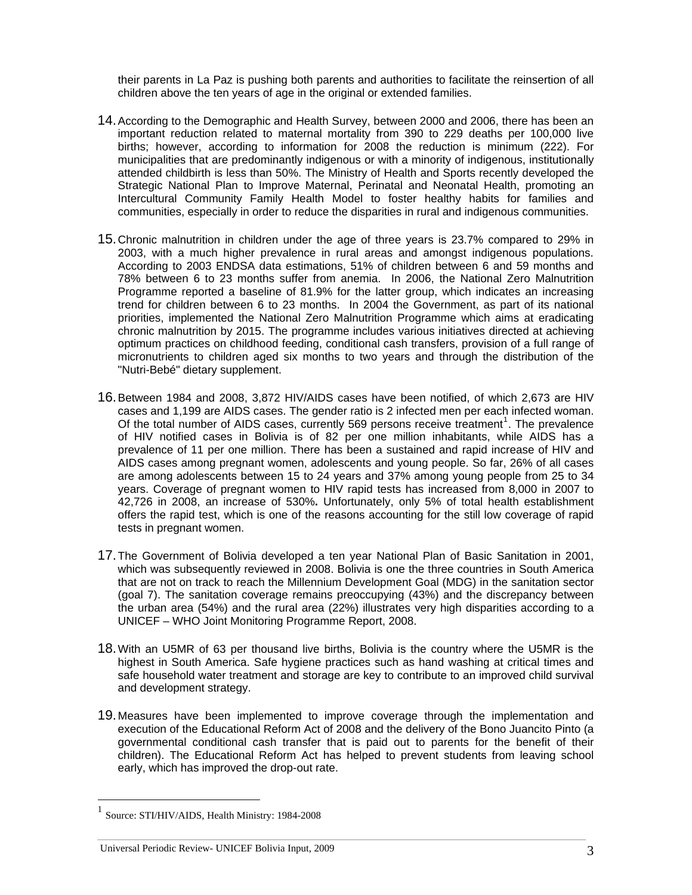their parents in La Paz is pushing both parents and authorities to facilitate the reinsertion of all children above the ten years of age in the original or extended families.

14. According to the Demographic and Health Survey, between 2000 and 2006, there has been an important reduction related to maternal mortality from 390 to 229 deaths per 100,000 live births; however, according to information for 2008 the reduction is minimum (222). For municipalities that are predominantly indigenous or with a minority of indigenous, institutionally attended childbirth is less than 50%. The Ministry of Health and Sports recently developed the Strategic National Plan to Improve Maternal, Perinatal and Neonatal Health, promoting an Intercultural Community Family Health Model to foster healthy habits for families and communities, especially in order to reduce the disparities in rural and indigenous communities.

15. Chronic malnutrition in children under the age of three years is 23.7% compared to 29% in 2003, with a much higher prevalence in rural areas and amongst indigenous populations. According to 2003 ENDSA data estimations, 51% of children between 6 and 59 months and 78% between 6 to 23 months suffer from anemia. In 2006, the National Zero Malnutrition Programme reported a baseline of 81.9% for the latter group, which indicates an increasing trend for children between 6 to 23 months. In 2004 the Government, as part of its national priorities, implemented the National Zero Malnutrition Programme which aims at eradicating chronic malnutrition by 2015. The programme includes various initiatives directed at achieving optimum practices on childhood feeding, conditional cash transfers, provision of a full range of micronutrients to children aged six months to two years and through the distribution of the "Nutri-Bebé" dietary supplement.

16. Between 1984 and 2008, 3,872 HIV/AIDS cases have been notified, of which 2,673 are HIV cases and 1,199 are AIDS cases. The gender ratio is 2 infected men per each infected woman. Of the total number of AIDS cases, currently 569 persons receive treatment[1]. The prevalence of HIV notified cases in Bolivia is of 82 per one million inhabitants, while AIDS has a prevalence of 11 per one million. There has been a sustained and rapid increase of HIV and AIDS cases among pregnant women, adolescents and young people. So far, 26% of all cases are among adolescents between 15 to 24 years and 37% among young people from 25 to 34 years. Coverage of pregnant women to HIV rapid tests has increased from 8,000 in 2007 to 42,726 in 2008, an increase of 530%**.** Unfortunately, only 5% of total health establishment offers the rapid test, which is one of the reasons accounting for the still low coverage of rapid tests in pregnant women.

17. The Government of Bolivia developed a ten year National Plan of Basic Sanitation in 2001, which was subsequently reviewed in 2008. Bolivia is one the three countries in South America that are not on track to reach the Millennium Development Goal (MDG) in the sanitation sector (goal 7). The sanitation coverage remains preoccupying (43%) and the discrepancy between the urban area (54%) and the rural area (22%) illustrates very high disparities according to a UNICEF – WHO Joint Monitoring Programme Report, 2008.

18. With an U5MR of 63 per thousand live births, Bolivia is the country where the U5MR is the highest in South America. Safe hygiene practices such as hand washing at critical times and safe household water treatment and storage are key to contribute to an improved child survival and development strategy.

19. Measures have been implemented to improve coverage through the implementation and execution of the Educational Reform Act of 2008 and the delivery of the Bono Juancito Pinto (a governmental conditional cash transfer that is paid out to parents for the benefit of their children). The Educational Reform Act has helped to prevent students from leaving school early, which has improved the drop-out rate.

---

[1] Source: STI/HIV/AIDS, Health Ministry: 1984-2008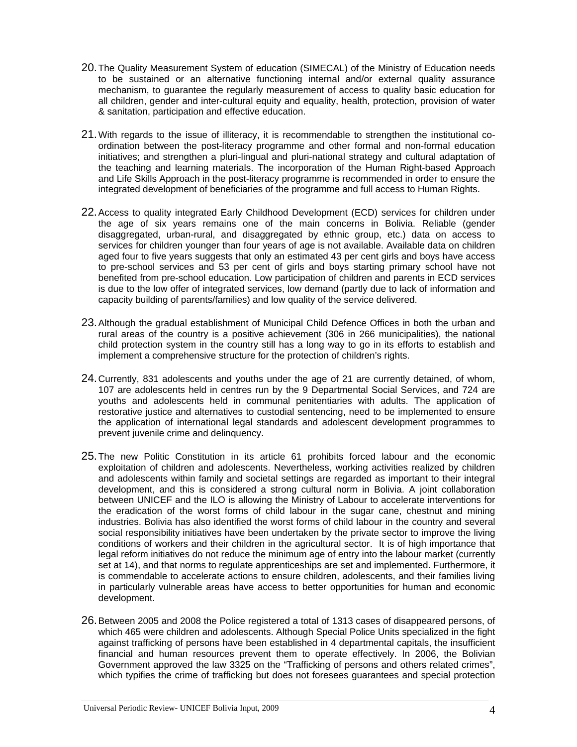20. The Quality Measurement System of education (SIMECAL) of the Ministry of Education needs to be sustained or an alternative functioning internal and/or external quality assurance mechanism, to guarantee the regularly measurement of access to quality basic education for all children, gender and inter-cultural equity and equality, health, protection, provision of water & sanitation, participation and effective education.

21. With regards to the issue of illiteracy, it is recommendable to strengthen the institutional co-ordination between the post-literacy programme and other formal and non-formal education initiatives; and strengthen a pluri-lingual and pluri-national strategy and cultural adaptation of the teaching and learning materials. The incorporation of the Human Right-based Approach and Life Skills Approach in the post-literacy programme is recommended in order to ensure the integrated development of beneficiaries of the programme and full access to Human Rights.

22. Access to quality integrated Early Childhood Development (ECD) services for children under the age of six years remains one of the main concerns in Bolivia. Reliable (gender disaggregated, urban-rural, and disaggregated by ethnic group, etc.) data on access to services for children younger than four years of age is not available. Available data on children aged four to five years suggests that only an estimated 43 per cent girls and boys have access to pre-school services and 53 per cent of girls and boys starting primary school have not benefited from pre-school education. Low participation of children and parents in ECD services is due to the low offer of integrated services, low demand (partly due to lack of information and capacity building of parents/families) and low quality of the service delivered.

23. Although the gradual establishment of Municipal Child Defence Offices in both the urban and rural areas of the country is a positive achievement (306 in 266 municipalities), the national child protection system in the country still has a long way to go in its efforts to establish and implement a comprehensive structure for the protection of children's rights.

24. Currently, 831 adolescents and youths under the age of 21 are currently detained, of whom, 107 are adolescents held in centres run by the 9 Departmental Social Services, and 724 are youths and adolescents held in communal penitentiaries with adults. The application of restorative justice and alternatives to custodial sentencing, need to be implemented to ensure the application of international legal standards and adolescent development programmes to prevent juvenile crime and delinquency.

25. The new Politic Constitution in its article 61 prohibits forced labour and the economic exploitation of children and adolescents. Nevertheless, working activities realized by children and adolescents within family and societal settings are regarded as important to their integral development, and this is considered a strong cultural norm in Bolivia. A joint collaboration between UNICEF and the ILO is allowing the Ministry of Labour to accelerate interventions for the eradication of the worst forms of child labour in the sugar cane, chestnut and mining industries. Bolivia has also identified the worst forms of child labour in the country and several social responsibility initiatives have been undertaken by the private sector to improve the living conditions of workers and their children in the agricultural sector. It is of high importance that legal reform initiatives do not reduce the minimum age of entry into the labour market (currently set at 14), and that norms to regulate apprenticeships are set and implemented. Furthermore, it is commendable to accelerate actions to ensure children, adolescents, and their families living in particularly vulnerable areas have access to better opportunities for human and economic development.

26. Between 2005 and 2008 the Police registered a total of 1313 cases of disappeared persons, of which 465 were children and adolescents. Although Special Police Units specialized in the fight against trafficking of persons have been established in 4 departmental capitals, the insufficient financial and human resources prevent them to operate effectively. In 2006, the Bolivian Government approved the law 3325 on the "Trafficking of persons and others related crimes", which typifies the crime of trafficking but does not foresees guarantees and special protection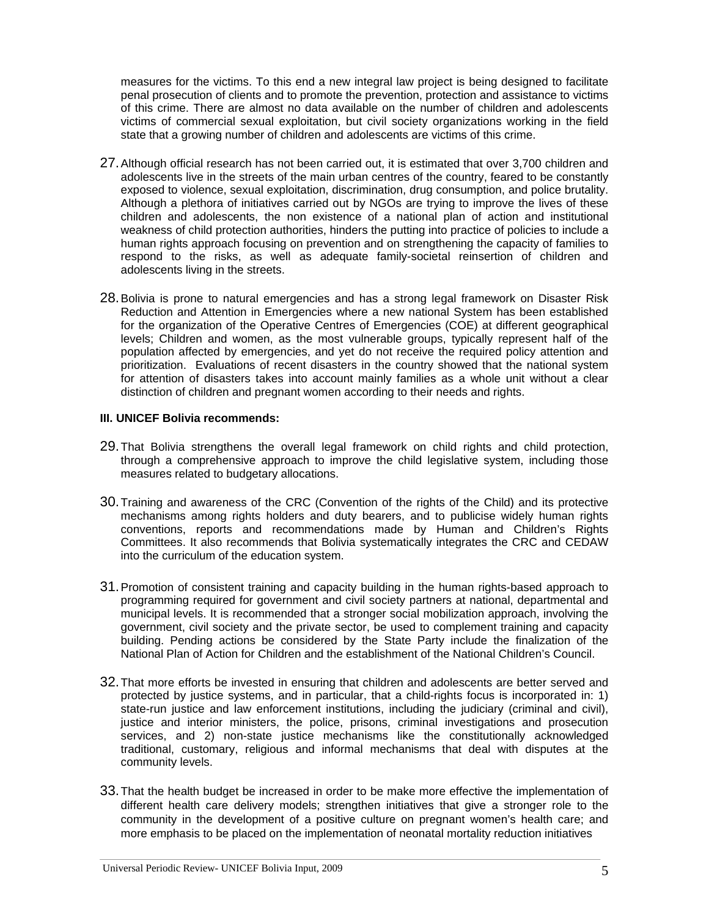measures for the victims. To this end a new integral law project is being designed to facilitate penal prosecution of clients and to promote the prevention, protection and assistance to victims of this crime. There are almost no data available on the number of children and adolescents victims of commercial sexual exploitation, but civil society organizations working in the field state that a growing number of children and adolescents are victims of this crime.

27. Although official research has not been carried out, it is estimated that over 3,700 children and adolescents live in the streets of the main urban centres of the country, feared to be constantly exposed to violence, sexual exploitation, discrimination, drug consumption, and police brutality. Although a plethora of initiatives carried out by NGOs are trying to improve the lives of these children and adolescents, the non existence of a national plan of action and institutional weakness of child protection authorities, hinders the putting into practice of policies to include a human rights approach focusing on prevention and on strengthening the capacity of families to respond to the risks, as well as adequate family-societal reinsertion of children and adolescents living in the streets.

28. Bolivia is prone to natural emergencies and has a strong legal framework on Disaster Risk Reduction and Attention in Emergencies where a new national System has been established for the organization of the Operative Centres of Emergencies (COE) at different geographical levels; Children and women, as the most vulnerable groups, typically represent half of the population affected by emergencies, and yet do not receive the required policy attention and prioritization. Evaluations of recent disasters in the country showed that the national system for attention of disasters takes into account mainly families as a whole unit without a clear distinction of children and pregnant women according to their needs and rights.

**III. UNICEF Bolivia recommends:**

29. That Bolivia strengthens the overall legal framework on child rights and child protection, through a comprehensive approach to improve the child legislative system, including those measures related to budgetary allocations.

30. Training and awareness of the CRC (Convention of the rights of the Child) and its protective mechanisms among rights holders and duty bearers, and to publicise widely human rights conventions, reports and recommendations made by Human and Children's Rights Committees. It also recommends that Bolivia systematically integrates the CRC and CEDAW into the curriculum of the education system.

31. Promotion of consistent training and capacity building in the human rights-based approach to programming required for government and civil society partners at national, departmental and municipal levels. It is recommended that a stronger social mobilization approach, involving the government, civil society and the private sector, be used to complement training and capacity building. Pending actions be considered by the State Party include the finalization of the National Plan of Action for Children and the establishment of the National Children's Council.

32. That more efforts be invested in ensuring that children and adolescents are better served and protected by justice systems, and in particular, that a child-rights focus is incorporated in: 1) state-run justice and law enforcement institutions, including the judiciary (criminal and civil), justice and interior ministers, the police, prisons, criminal investigations and prosecution services, and 2) non-state justice mechanisms like the constitutionally acknowledged traditional, customary, religious and informal mechanisms that deal with disputes at the community levels.

33. That the health budget be increased in order to be make more effective the implementation of different health care delivery models; strengthen initiatives that give a stronger role to the community in the development of a positive culture on pregnant women's health care; and more emphasis to be placed on the implementation of neonatal mortality reduction initiatives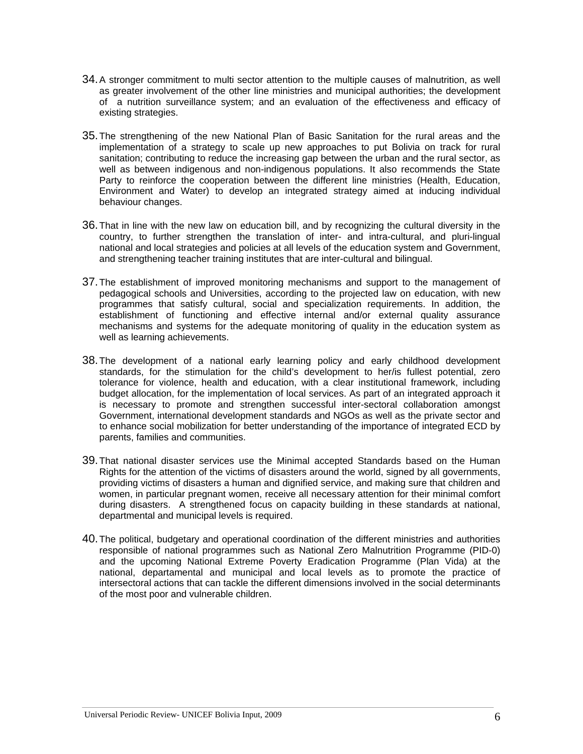34. A stronger commitment to multi sector attention to the multiple causes of malnutrition, as well as greater involvement of the other line ministries and municipal authorities; the development of a nutrition surveillance system; and an evaluation of the effectiveness and efficacy of existing strategies.

35. The strengthening of the new National Plan of Basic Sanitation for the rural areas and the implementation of a strategy to scale up new approaches to put Bolivia on track for rural sanitation; contributing to reduce the increasing gap between the urban and the rural sector, as well as between indigenous and non-indigenous populations. It also recommends the State Party to reinforce the cooperation between the different line ministries (Health, Education, Environment and Water) to develop an integrated strategy aimed at inducing individual behaviour changes.

36. That in line with the new law on education bill, and by recognizing the cultural diversity in the country, to further strengthen the translation of inter- and intra-cultural, and pluri-lingual national and local strategies and policies at all levels of the education system and Government, and strengthening teacher training institutes that are inter-cultural and bilingual.

37. The establishment of improved monitoring mechanisms and support to the management of pedagogical schools and Universities, according to the projected law on education, with new programmes that satisfy cultural, social and specialization requirements. In addition, the establishment of functioning and effective internal and/or external quality assurance mechanisms and systems for the adequate monitoring of quality in the education system as well as learning achievements.

38. The development of a national early learning policy and early childhood development standards, for the stimulation for the child's development to her/is fullest potential, zero tolerance for violence, health and education, with a clear institutional framework, including budget allocation, for the implementation of local services. As part of an integrated approach it is necessary to promote and strengthen successful inter-sectoral collaboration amongst Government, international development standards and NGOs as well as the private sector and to enhance social mobilization for better understanding of the importance of integrated ECD by parents, families and communities.

39. That national disaster services use the Minimal accepted Standards based on the Human Rights for the attention of the victims of disasters around the world, signed by all governments, providing victims of disasters a human and dignified service, and making sure that children and women, in particular pregnant women, receive all necessary attention for their minimal comfort during disasters. A strengthened focus on capacity building in these standards at national, departmental and municipal levels is required.

40. The political, budgetary and operational coordination of the different ministries and authorities responsible of national programmes such as National Zero Malnutrition Programme (PID-0) and the upcoming National Extreme Poverty Eradication Programme (Plan Vida) at the national, departamental and municipal and local levels as to promote the practice of intersectoral actions that can tackle the different dimensions involved in the social determinants of the most poor and vulnerable children.